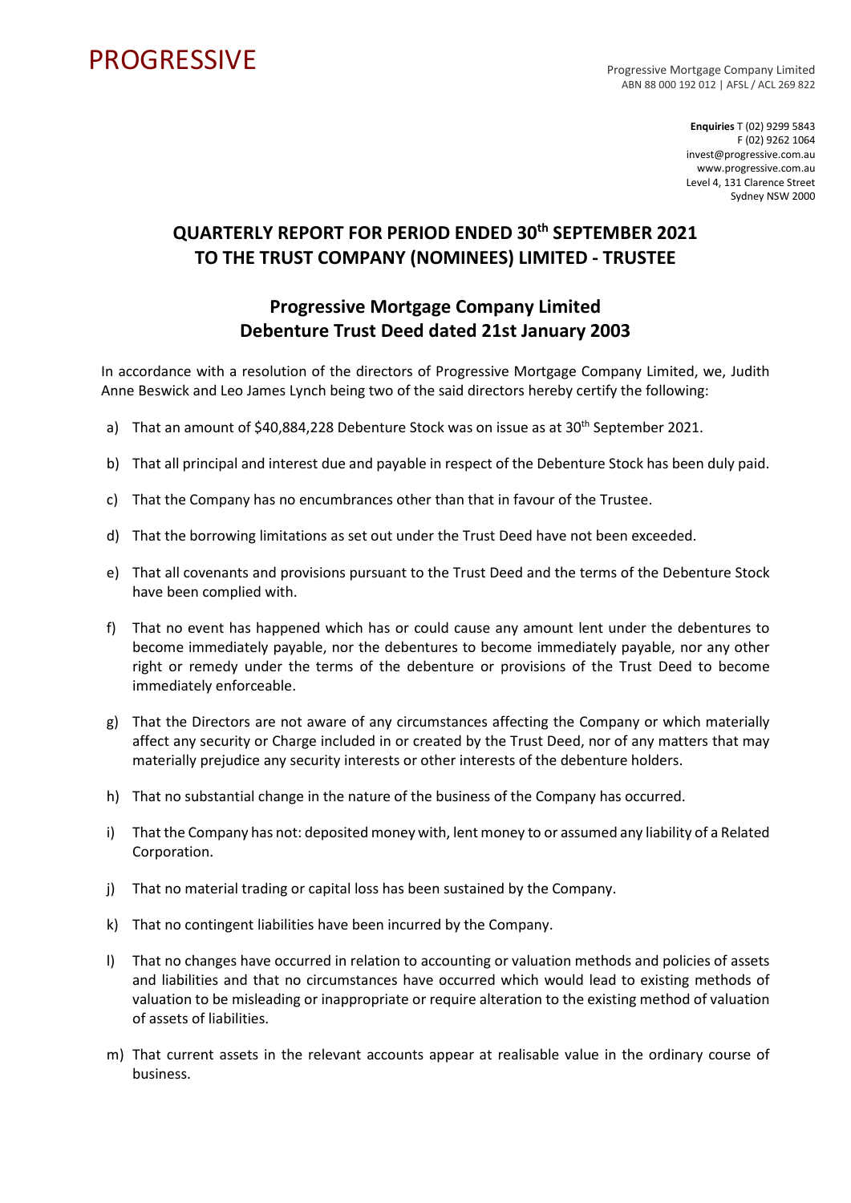# PROGRESSIVE

Progressive Mortgage Company Limited
ABN 88 000 192 012 | AFSL / ACL 269 822

**Enquiries** T (02) 9299 5843
F (02) 9262 1064
invest@progressive.com.au
www.progressive.com.au
Level 4, 131 Clarence Street
Sydney NSW 2000

## QUARTERLY REPORT FOR PERIOD ENDED 30th SEPTEMBER 2021 TO THE TRUST COMPANY (NOMINEES) LIMITED - TRUSTEE

## Progressive Mortgage Company Limited Debenture Trust Deed dated 21st January 2003

In accordance with a resolution of the directors of Progressive Mortgage Company Limited, we, Judith Anne Beswick and Leo James Lynch being two of the said directors hereby certify the following:

a) That an amount of $40,884,228 Debenture Stock was on issue as at 30th September 2021.

b) That all principal and interest due and payable in respect of the Debenture Stock has been duly paid.

c) That the Company has no encumbrances other than that in favour of the Trustee.

d) That the borrowing limitations as set out under the Trust Deed have not been exceeded.

e) That all covenants and provisions pursuant to the Trust Deed and the terms of the Debenture Stock have been complied with.

f) That no event has happened which has or could cause any amount lent under the debentures to become immediately payable, nor the debentures to become immediately payable, nor any other right or remedy under the terms of the debenture or provisions of the Trust Deed to become immediately enforceable.

g) That the Directors are not aware of any circumstances affecting the Company or which materially affect any security or Charge included in or created by the Trust Deed, nor of any matters that may materially prejudice any security interests or other interests of the debenture holders.

h) That no substantial change in the nature of the business of the Company has occurred.

i) That the Company has not: deposited money with, lent money to or assumed any liability of a Related Corporation.

j) That no material trading or capital loss has been sustained by the Company.

k) That no contingent liabilities have been incurred by the Company.

l) That no changes have occurred in relation to accounting or valuation methods and policies of assets and liabilities and that no circumstances have occurred which would lead to existing methods of valuation to be misleading or inappropriate or require alteration to the existing method of valuation of assets of liabilities.

m) That current assets in the relevant accounts appear at realisable value in the ordinary course of business.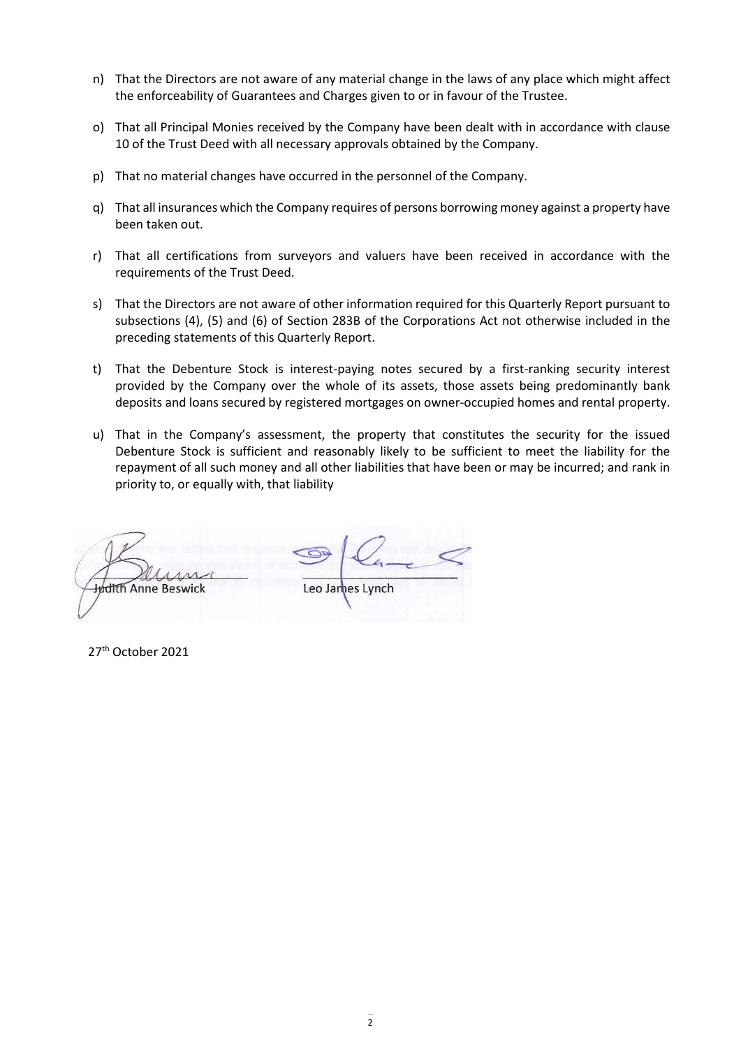n) That the Directors are not aware of any material change in the laws of any place which might affect the enforceability of Guarantees and Charges given to or in favour of the Trustee.

o) That all Principal Monies received by the Company have been dealt with in accordance with clause 10 of the Trust Deed with all necessary approvals obtained by the Company.

p) That no material changes have occurred in the personnel of the Company.

q) That all insurances which the Company requires of persons borrowing money against a property have been taken out.

r) That all certifications from surveyors and valuers have been received in accordance with the requirements of the Trust Deed.

s) That the Directors are not aware of other information required for this Quarterly Report pursuant to subsections (4), (5) and (6) of Section 283B of the Corporations Act not otherwise included in the preceding statements of this Quarterly Report.

t) That the Debenture Stock is interest-paying notes secured by a first-ranking security interest provided by the Company over the whole of its assets, those assets being predominantly bank deposits and loans secured by registered mortgages on owner-occupied homes and rental property.

u) That in the Company's assessment, the property that constitutes the security for the issued Debenture Stock is sufficient and reasonably likely to be sufficient to meet the liability for the repayment of all such money and all other liabilities that have been or may be incurred; and rank in priority to, or equally with, that liability

Judith Anne Beswick

Leo James Lynch

27th October 2021